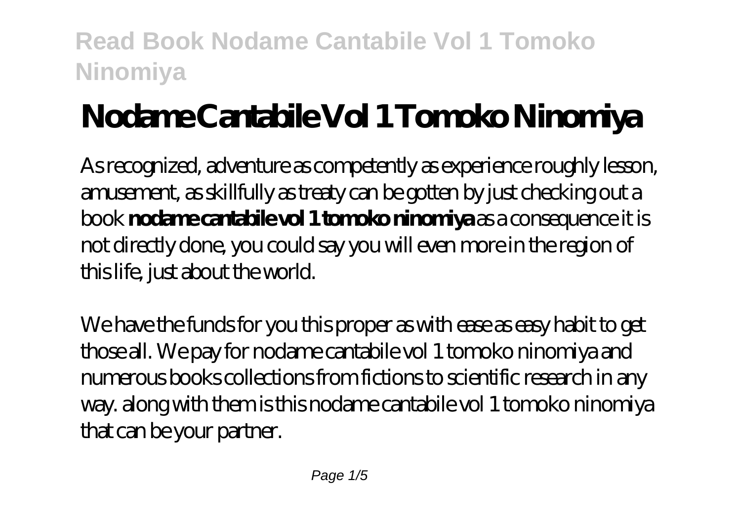# Nodame Cantabile Vol 1 Tomoko Ninomiya

As recognized, adventure as competently as experience roughly lesson, amusement, as skillfully as treaty can be gotten by just checking out a book **nodame cantabile vol 1 tomoko ninomiya** as a consequence it is not directly done, you could say you will even more in the region of this life, just about the world.

We have the funds for you this proper as with ease as easy habit to get those all. We pay for nodame cantabile vol 1 tomoko ninomiya and numerous books collections from fictions to scientific research in any way. along with them is this nodame cantabile vol 1 tomoko ninomiya that can be your partner.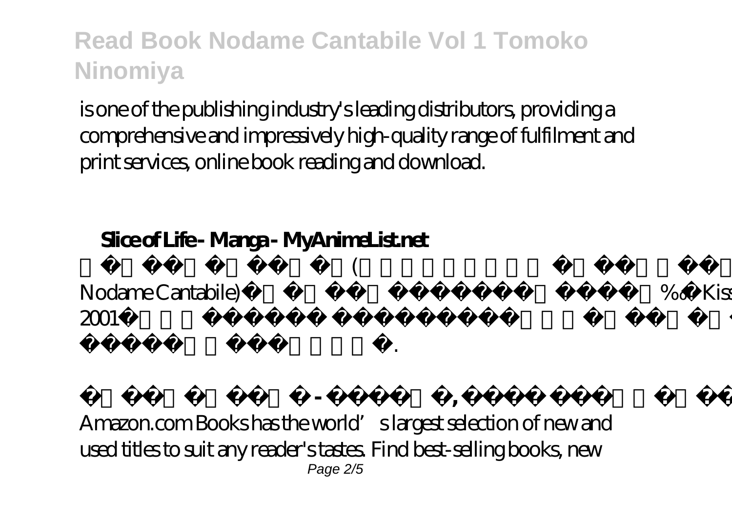is one of the publishing industry's leading distributors, providing a comprehensive and impressively high-quality range of fulfilment and print services, online book reading and download.

**Slice of Life - Manga - MyAnimeList.net**

( Nodame Cantabile) ‰ Kiss 2001 .

** - , **

Amazon.com Books has the world's largest selection of new and used titles to suit any reader's tastes. Find best-selling books, new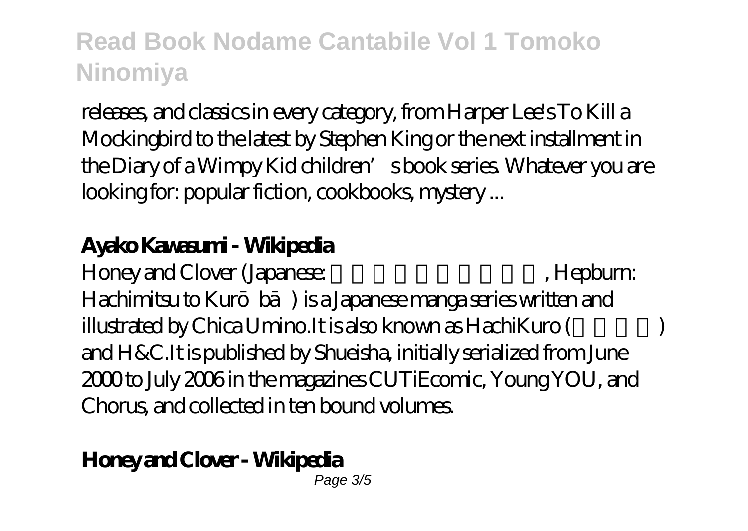releases, and classics in every category, from Harper Lee's To Kill a Mockingbird to the latest by Stephen King or the next installment in the Diary of a Wimpy Kid children's book series. Whatever you are looking for: popular fiction, cookbooks, mystery ...

**Ayako Kawasumi - Wikipedia**

Honey and Clover (Japanese: , Hepburn: Hachimitsu to Kurōbā) is a Japanese manga series written and illustrated by Chica Umino.It is also known as HachiKuro ( ) and H&C.It is published by Shueisha, initially serialized from June 2000 to July 2006 in the magazines CUTiEcomic, Young YOU, and Chorus, and collected in ten bound volumes.

**Honey and Clover - Wikipedia**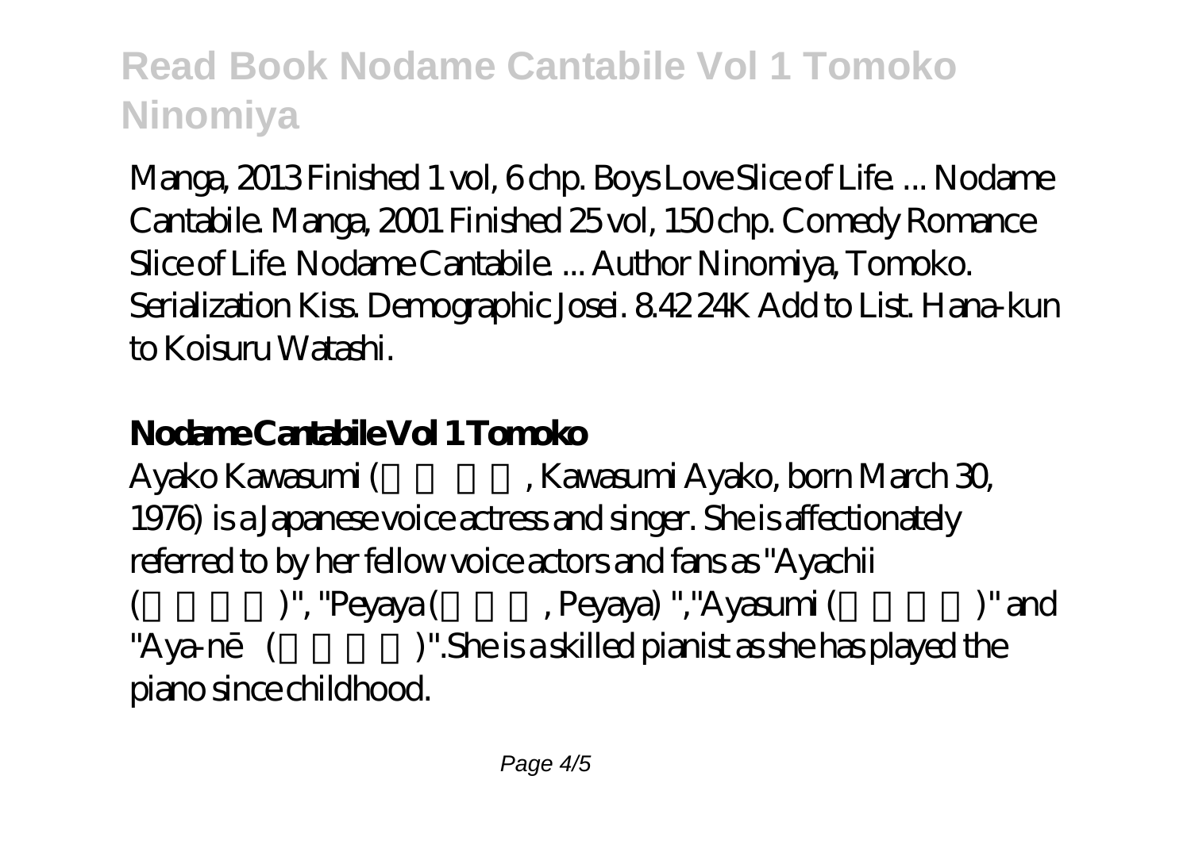Manga, 2013 Finished 1 vol, 6 chp. Boys Love Slice of Life. ... Nodame Cantabile. Manga, 2001 Finished 25 vol, 150 chp. Comedy Romance Slice of Life. Nodame Cantabile. ... Author Ninomiya, Tomoko. Serialization Kiss. Demographic Josei. 8.42 24K Add to List. Hana-kun to Koisuru Watashi.

## Nodame Cantabile Vol 1 Tomoko

Ayako Kawasumi ( , Kawasumi Ayako, born March 30, 1976) is a Japanese voice actress and singer. She is affectionately referred to by her fellow voice actors and fans as "Ayachii ( )", "Peyaya ( , Peyaya) ","Ayasumi ( )" and "Aya-nē ( )".She is a skilled pianist as she has played the piano since childhood.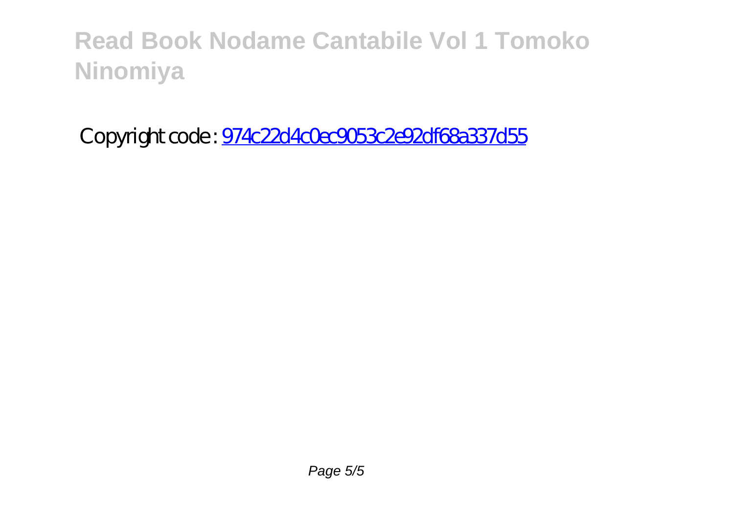Copyright code : 974c22d4c0ec9053c2e92df68a337d55